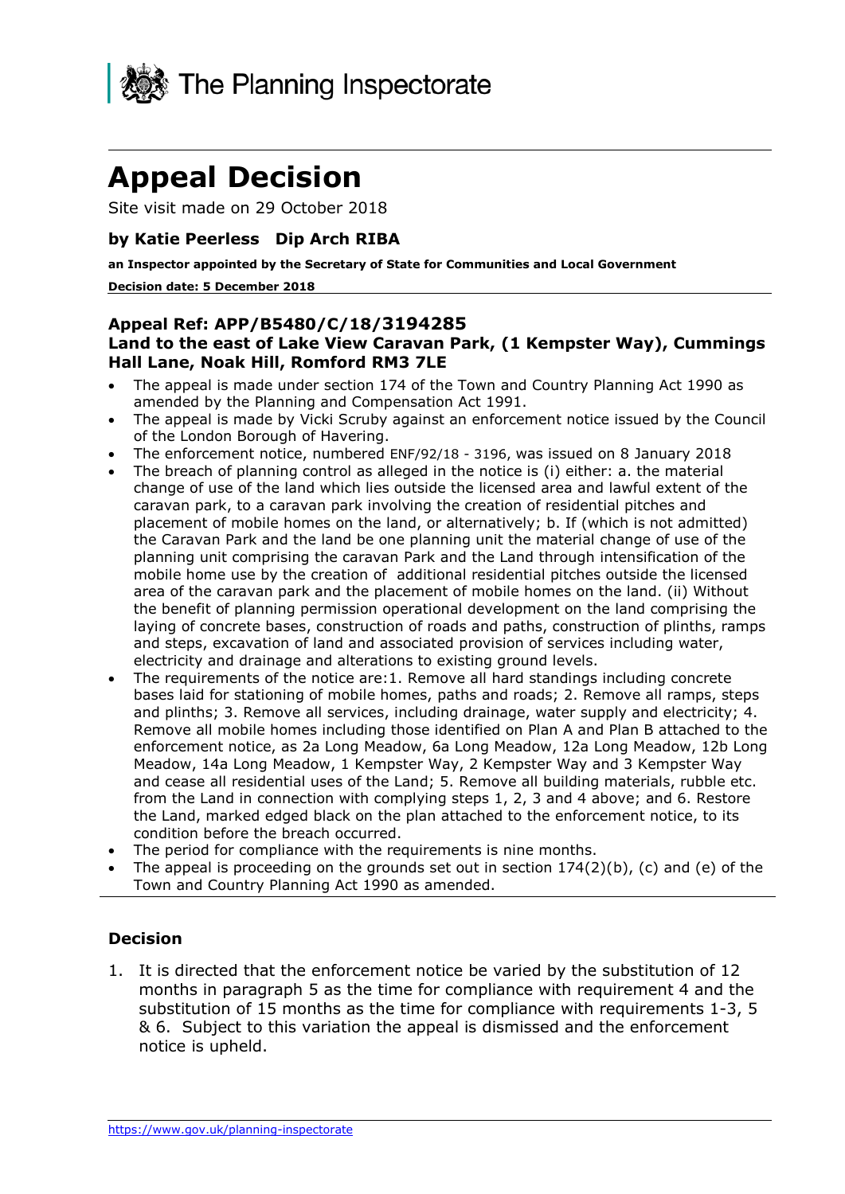The Planning Inspectorate

# Appeal Decision

Site visit made on 29 October 2018

**by Katie Peerless Dip Arch RIBA**

**an Inspector appointed by the Secretary of State for Communities and Local Government**

**Decision date: 5 December 2018**

**Appeal Ref: APP/B5480/C/18/3194285**
**Land to the east of Lake View Caravan Park, (1 Kempster Way), Cummings Hall Lane, Noak Hill, Romford RM3 7LE**

- The appeal is made under section 174 of the Town and Country Planning Act 1990 as amended by the Planning and Compensation Act 1991.
- The appeal is made by Vicki Scruby against an enforcement notice issued by the Council of the London Borough of Havering.
- The enforcement notice, numbered ENF/92/18 - 3196, was issued on 8 January 2018
- The breach of planning control as alleged in the notice is (i) either: a. the material change of use of the land which lies outside the licensed area and lawful extent of the caravan park, to a caravan park involving the creation of residential pitches and placement of mobile homes on the land, or alternatively; b. If (which is not admitted) the Caravan Park and the land be one planning unit the material change of use of the planning unit comprising the caravan Park and the Land through intensification of the mobile home use by the creation of additional residential pitches outside the licensed area of the caravan park and the placement of mobile homes on the land. (ii) Without the benefit of planning permission operational development on the land comprising the laying of concrete bases, construction of roads and paths, construction of plinths, ramps and steps, excavation of land and associated provision of services including water, electricity and drainage and alterations to existing ground levels.
- The requirements of the notice are:1. Remove all hard standings including concrete bases laid for stationing of mobile homes, paths and roads; 2. Remove all ramps, steps and plinths; 3. Remove all services, including drainage, water supply and electricity; 4. Remove all mobile homes including those identified on Plan A and Plan B attached to the enforcement notice, as 2a Long Meadow, 6a Long Meadow, 12a Long Meadow, 12b Long Meadow, 14a Long Meadow, 1 Kempster Way, 2 Kempster Way and 3 Kempster Way and cease all residential uses of the Land; 5. Remove all building materials, rubble etc. from the Land in connection with complying steps 1, 2, 3 and 4 above; and 6. Restore the Land, marked edged black on the plan attached to the enforcement notice, to its condition before the breach occurred.
- The period for compliance with the requirements is nine months.
- The appeal is proceeding on the grounds set out in section 174(2)(b), (c) and (e) of the Town and Country Planning Act 1990 as amended.

### Decision

1. It is directed that the enforcement notice be varied by the substitution of 12 months in paragraph 5 as the time for compliance with requirement 4 and the substitution of 15 months as the time for compliance with requirements 1-3, 5 & 6. Subject to this variation the appeal is dismissed and the enforcement notice is upheld.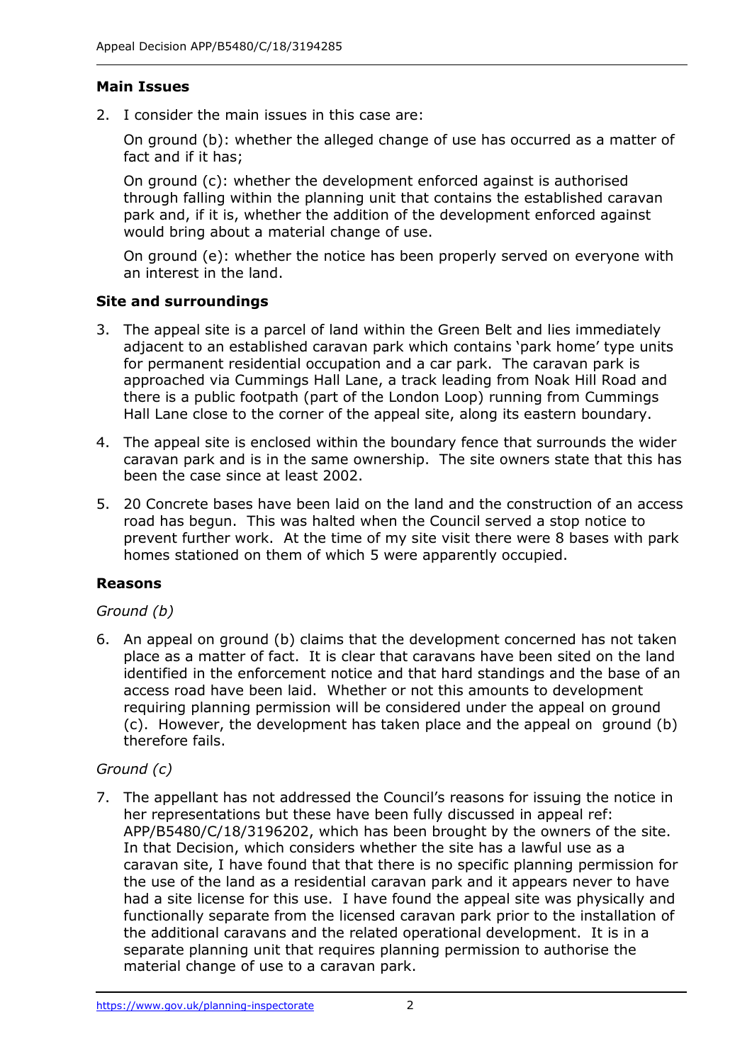## Main Issues

2. I consider the main issues in this case are:

   On ground (b): whether the alleged change of use has occurred as a matter of fact and if it has;

   On ground (c): whether the development enforced against is authorised through falling within the planning unit that contains the established caravan park and, if it is, whether the addition of the development enforced against would bring about a material change of use.

   On ground (e): whether the notice has been properly served on everyone with an interest in the land.

## Site and surroundings

3. The appeal site is a parcel of land within the Green Belt and lies immediately adjacent to an established caravan park which contains 'park home' type units for permanent residential occupation and a car park. The caravan park is approached via Cummings Hall Lane, a track leading from Noak Hill Road and there is a public footpath (part of the London Loop) running from Cummings Hall Lane close to the corner of the appeal site, along its eastern boundary.

4. The appeal site is enclosed within the boundary fence that surrounds the wider caravan park and is in the same ownership. The site owners state that this has been the case since at least 2002.

5. 20 Concrete bases have been laid on the land and the construction of an access road has begun. This was halted when the Council served a stop notice to prevent further work. At the time of my site visit there were 8 bases with park homes stationed on them of which 5 were apparently occupied.

## Reasons

*Ground (b)*

6. An appeal on ground (b) claims that the development concerned has not taken place as a matter of fact. It is clear that caravans have been sited on the land identified in the enforcement notice and that hard standings and the base of an access road have been laid. Whether or not this amounts to development requiring planning permission will be considered under the appeal on ground (c). However, the development has taken place and the appeal on ground (b) therefore fails.

*Ground (c)*

7. The appellant has not addressed the Council's reasons for issuing the notice in her representations but these have been fully discussed in appeal ref: APP/B5480/C/18/3196202, which has been brought by the owners of the site. In that Decision, which considers whether the site has a lawful use as a caravan site, I have found that that there is no specific planning permission for the use of the land as a residential caravan park and it appears never to have had a site license for this use. I have found the appeal site was physically and functionally separate from the licensed caravan park prior to the installation of the additional caravans and the related operational development. It is in a separate planning unit that requires planning permission to authorise the material change of use to a caravan park.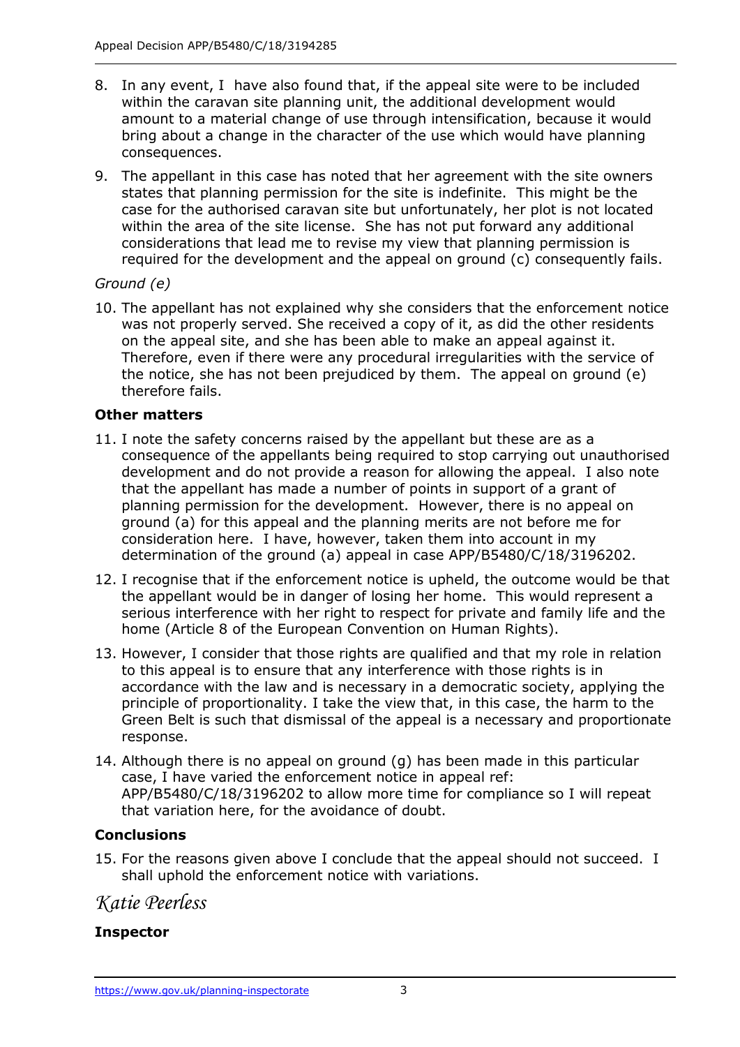8. In any event, I have also found that, if the appeal site were to be included within the caravan site planning unit, the additional development would amount to a material change of use through intensification, because it would bring about a change in the character of the use which would have planning consequences.

9. The appellant in this case has noted that her agreement with the site owners states that planning permission for the site is indefinite. This might be the case for the authorised caravan site but unfortunately, her plot is not located within the area of the site license. She has not put forward any additional considerations that lead me to revise my view that planning permission is required for the development and the appeal on ground (c) consequently fails.

*Ground (e)*

10. The appellant has not explained why she considers that the enforcement notice was not properly served. She received a copy of it, as did the other residents on the appeal site, and she has been able to make an appeal against it. Therefore, even if there were any procedural irregularities with the service of the notice, she has not been prejudiced by them. The appeal on ground (e) therefore fails.

**Other matters**

11. I note the safety concerns raised by the appellant but these are as a consequence of the appellants being required to stop carrying out unauthorised development and do not provide a reason for allowing the appeal. I also note that the appellant has made a number of points in support of a grant of planning permission for the development. However, there is no appeal on ground (a) for this appeal and the planning merits are not before me for consideration here. I have, however, taken them into account in my determination of the ground (a) appeal in case APP/B5480/C/18/3196202.

12. I recognise that if the enforcement notice is upheld, the outcome would be that the appellant would be in danger of losing her home. This would represent a serious interference with her right to respect for private and family life and the home (Article 8 of the European Convention on Human Rights).

13. However, I consider that those rights are qualified and that my role in relation to this appeal is to ensure that any interference with those rights is in accordance with the law and is necessary in a democratic society, applying the principle of proportionality. I take the view that, in this case, the harm to the Green Belt is such that dismissal of the appeal is a necessary and proportionate response.

14. Although there is no appeal on ground (g) has been made in this particular case, I have varied the enforcement notice in appeal ref: APP/B5480/C/18/3196202 to allow more time for compliance so I will repeat that variation here, for the avoidance of doubt.

**Conclusions**

15. For the reasons given above I conclude that the appeal should not succeed. I shall uphold the enforcement notice with variations.

*Katie Peerless*

**Inspector**